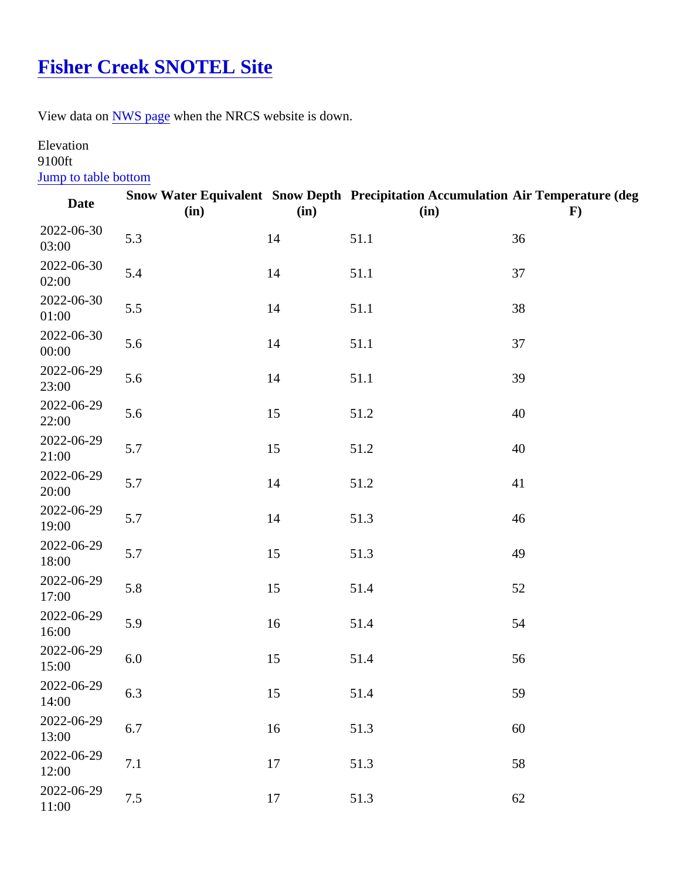# [Fisher Creek SNOTEL Site]()

View data on [NWS page]() when the NRCS website is down.

Elevation
9100ft
[Jump to table bottom]()

| Date | Snow Water Equivalent (in) | Snow Depth (in) | Precipitation Accumulation (in) | Air Temperature (deg F) |
|---|---|---|---|---|
| 2022-06-30 03:00 | 5.3 | 14 | 51.1 | 36 |
| 2022-06-30 02:00 | 5.4 | 14 | 51.1 | 37 |
| 2022-06-30 01:00 | 5.5 | 14 | 51.1 | 38 |
| 2022-06-30 00:00 | 5.6 | 14 | 51.1 | 37 |
| 2022-06-29 23:00 | 5.6 | 14 | 51.1 | 39 |
| 2022-06-29 22:00 | 5.6 | 15 | 51.2 | 40 |
| 2022-06-29 21:00 | 5.7 | 15 | 51.2 | 40 |
| 2022-06-29 20:00 | 5.7 | 14 | 51.2 | 41 |
| 2022-06-29 19:00 | 5.7 | 14 | 51.3 | 46 |
| 2022-06-29 18:00 | 5.7 | 15 | 51.3 | 49 |
| 2022-06-29 17:00 | 5.8 | 15 | 51.4 | 52 |
| 2022-06-29 16:00 | 5.9 | 16 | 51.4 | 54 |
| 2022-06-29 15:00 | 6.0 | 15 | 51.4 | 56 |
| 2022-06-29 14:00 | 6.3 | 15 | 51.4 | 59 |
| 2022-06-29 13:00 | 6.7 | 16 | 51.3 | 60 |
| 2022-06-29 12:00 | 7.1 | 17 | 51.3 | 58 |
| 2022-06-29 11:00 | 7.5 | 17 | 51.3 | 62 |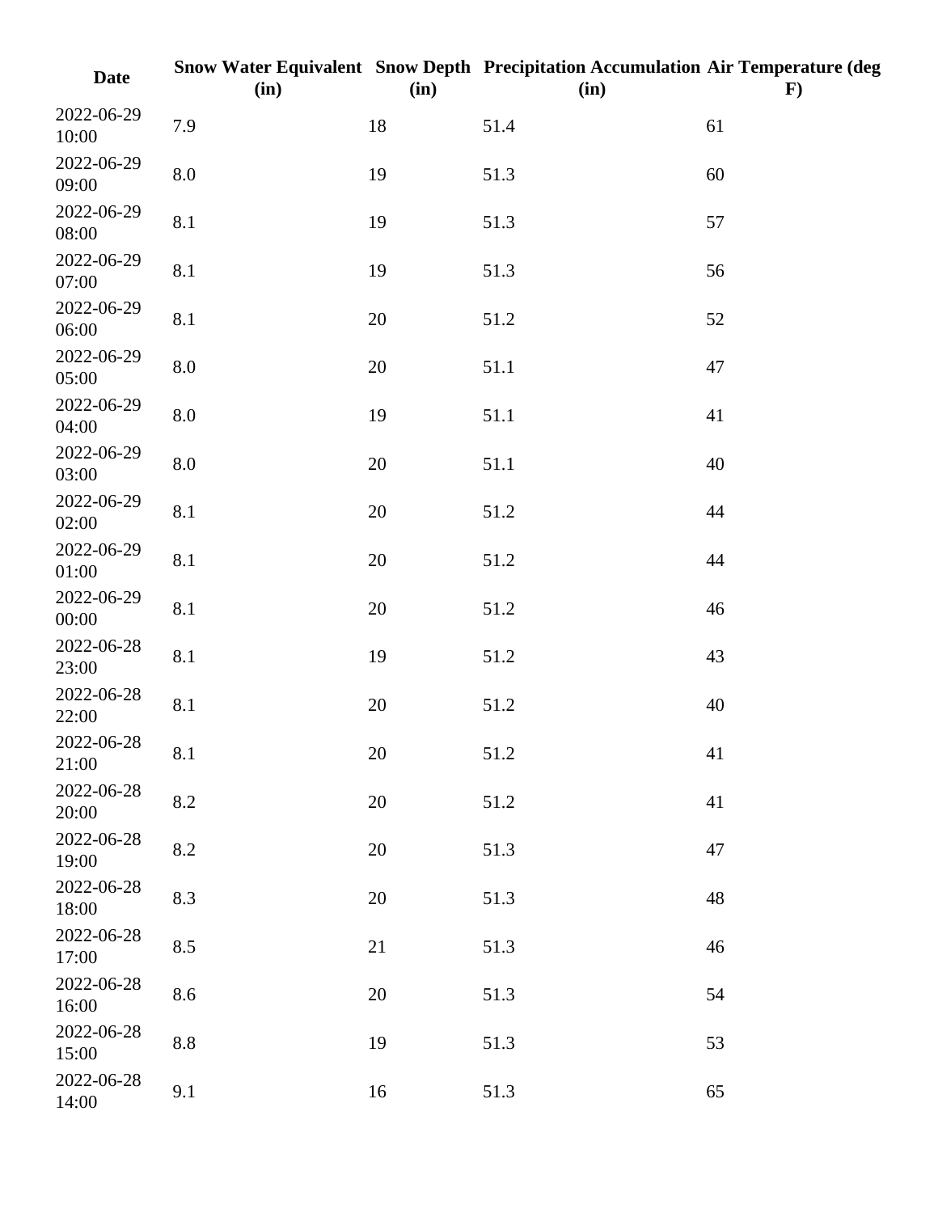| Date | Snow Water Equivalent (in) | Snow Depth (in) | Precipitation Accumulation (in) | Air Temperature (deg F) |
|---|---|---|---|---|
| 2022-06-29 10:00 | 7.9 | 18 | 51.4 | 61 |
| 2022-06-29 09:00 | 8.0 | 19 | 51.3 | 60 |
| 2022-06-29 08:00 | 8.1 | 19 | 51.3 | 57 |
| 2022-06-29 07:00 | 8.1 | 19 | 51.3 | 56 |
| 2022-06-29 06:00 | 8.1 | 20 | 51.2 | 52 |
| 2022-06-29 05:00 | 8.0 | 20 | 51.1 | 47 |
| 2022-06-29 04:00 | 8.0 | 19 | 51.1 | 41 |
| 2022-06-29 03:00 | 8.0 | 20 | 51.1 | 40 |
| 2022-06-29 02:00 | 8.1 | 20 | 51.2 | 44 |
| 2022-06-29 01:00 | 8.1 | 20 | 51.2 | 44 |
| 2022-06-29 00:00 | 8.1 | 20 | 51.2 | 46 |
| 2022-06-28 23:00 | 8.1 | 19 | 51.2 | 43 |
| 2022-06-28 22:00 | 8.1 | 20 | 51.2 | 40 |
| 2022-06-28 21:00 | 8.1 | 20 | 51.2 | 41 |
| 2022-06-28 20:00 | 8.2 | 20 | 51.2 | 41 |
| 2022-06-28 19:00 | 8.2 | 20 | 51.3 | 47 |
| 2022-06-28 18:00 | 8.3 | 20 | 51.3 | 48 |
| 2022-06-28 17:00 | 8.5 | 21 | 51.3 | 46 |
| 2022-06-28 16:00 | 8.6 | 20 | 51.3 | 54 |
| 2022-06-28 15:00 | 8.8 | 19 | 51.3 | 53 |
| 2022-06-28 14:00 | 9.1 | 16 | 51.3 | 65 |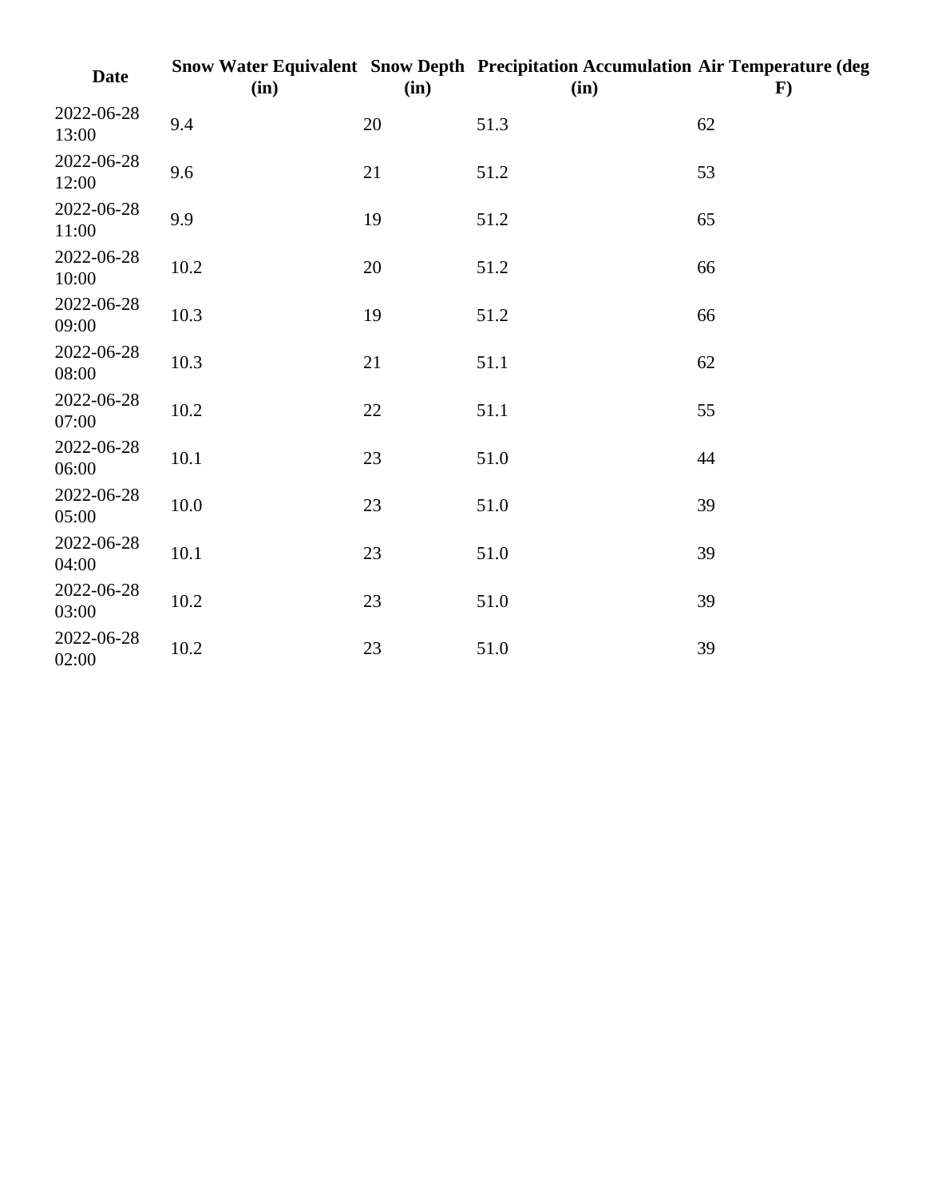| Date | Snow Water Equivalent (in) | Snow Depth (in) | Precipitation Accumulation (in) | Air Temperature (deg F) |
|---|---|---|---|---|
| 2022-06-28 13:00 | 9.4 | 20 | 51.3 | 62 |
| 2022-06-28 12:00 | 9.6 | 21 | 51.2 | 53 |
| 2022-06-28 11:00 | 9.9 | 19 | 51.2 | 65 |
| 2022-06-28 10:00 | 10.2 | 20 | 51.2 | 66 |
| 2022-06-28 09:00 | 10.3 | 19 | 51.2 | 66 |
| 2022-06-28 08:00 | 10.3 | 21 | 51.1 | 62 |
| 2022-06-28 07:00 | 10.2 | 22 | 51.1 | 55 |
| 2022-06-28 06:00 | 10.1 | 23 | 51.0 | 44 |
| 2022-06-28 05:00 | 10.0 | 23 | 51.0 | 39 |
| 2022-06-28 04:00 | 10.1 | 23 | 51.0 | 39 |
| 2022-06-28 03:00 | 10.2 | 23 | 51.0 | 39 |
| 2022-06-28 02:00 | 10.2 | 23 | 51.0 | 39 |